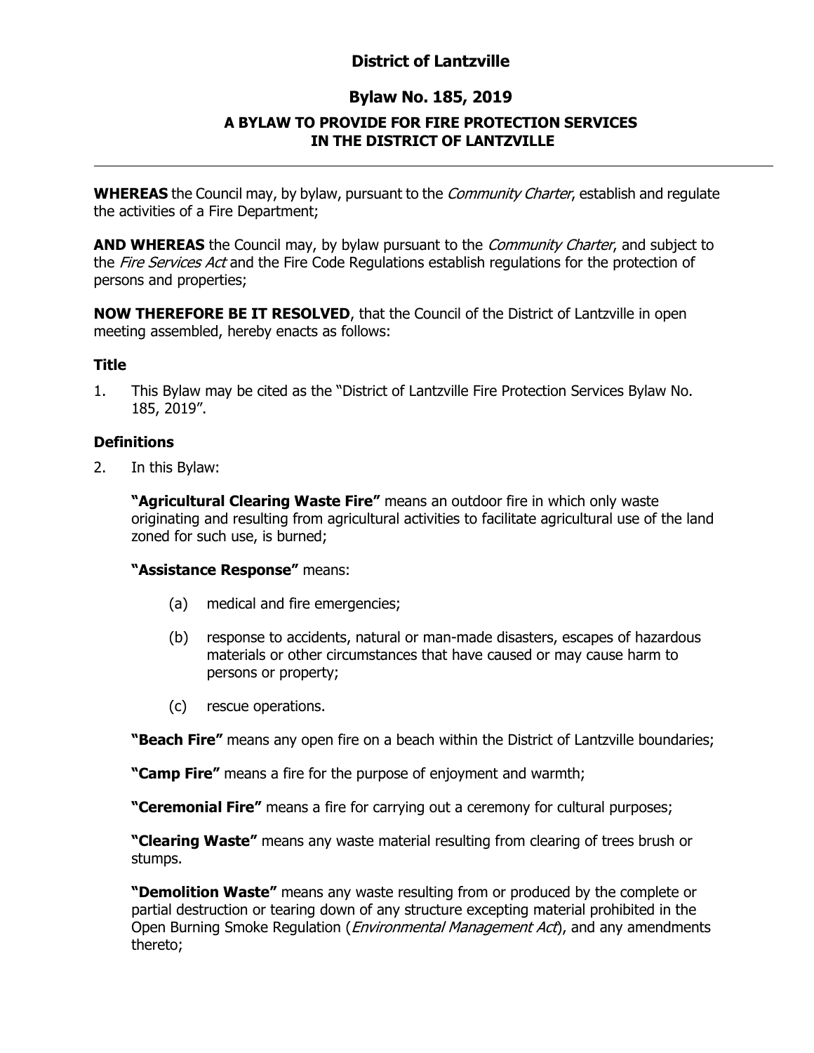# District of Lantzville

## Bylaw No. 185, 2019

### A BYLAW TO PROVIDE FOR FIRE PROTECTION SERVICES IN THE DISTRICT OF LANTZVILLE

---

**WHEREAS** the Council may, by bylaw, pursuant to the *Community Charter*, establish and regulate the activities of a Fire Department;

**AND WHEREAS** the Council may, by bylaw pursuant to the *Community Charter*, and subject to the *Fire Services Act* and the Fire Code Regulations establish regulations for the protection of persons and properties;

**NOW THEREFORE BE IT RESOLVED**, that the Council of the District of Lantzville in open meeting assembled, hereby enacts as follows:

### Title

1. This Bylaw may be cited as the "District of Lantzville Fire Protection Services Bylaw No. 185, 2019".

### Definitions

2. In this Bylaw:

   **"Agricultural Clearing Waste Fire"** means an outdoor fire in which only waste originating and resulting from agricultural activities to facilitate agricultural use of the land zoned for such use, is burned;

   **"Assistance Response"** means:

   (a) medical and fire emergencies;

   (b) response to accidents, natural or man-made disasters, escapes of hazardous materials or other circumstances that have caused or may cause harm to persons or property;

   (c) rescue operations.

   **"Beach Fire"** means any open fire on a beach within the District of Lantzville boundaries;

   **"Camp Fire"** means a fire for the purpose of enjoyment and warmth;

   **"Ceremonial Fire"** means a fire for carrying out a ceremony for cultural purposes;

   **"Clearing Waste"** means any waste material resulting from clearing of trees brush or stumps.

   **"Demolition Waste"** means any waste resulting from or produced by the complete or partial destruction or tearing down of any structure excepting material prohibited in the Open Burning Smoke Regulation (*Environmental Management Act*), and any amendments thereto;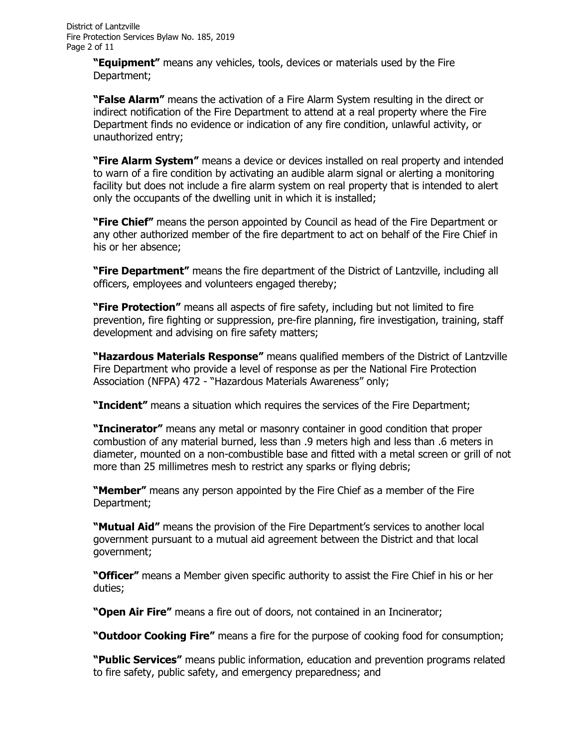**"Equipment"** means any vehicles, tools, devices or materials used by the Fire Department;

**"False Alarm"** means the activation of a Fire Alarm System resulting in the direct or indirect notification of the Fire Department to attend at a real property where the Fire Department finds no evidence or indication of any fire condition, unlawful activity, or unauthorized entry;

**"Fire Alarm System"** means a device or devices installed on real property and intended to warn of a fire condition by activating an audible alarm signal or alerting a monitoring facility but does not include a fire alarm system on real property that is intended to alert only the occupants of the dwelling unit in which it is installed;

**"Fire Chief"** means the person appointed by Council as head of the Fire Department or any other authorized member of the fire department to act on behalf of the Fire Chief in his or her absence;

**"Fire Department"** means the fire department of the District of Lantzville, including all officers, employees and volunteers engaged thereby;

**"Fire Protection"** means all aspects of fire safety, including but not limited to fire prevention, fire fighting or suppression, pre-fire planning, fire investigation, training, staff development and advising on fire safety matters;

**"Hazardous Materials Response"** means qualified members of the District of Lantzville Fire Department who provide a level of response as per the National Fire Protection Association (NFPA) 472 - "Hazardous Materials Awareness" only;

**"Incident"** means a situation which requires the services of the Fire Department;

**"Incinerator"** means any metal or masonry container in good condition that proper combustion of any material burned, less than .9 meters high and less than .6 meters in diameter, mounted on a non-combustible base and fitted with a metal screen or grill of not more than 25 millimetres mesh to restrict any sparks or flying debris;

**"Member"** means any person appointed by the Fire Chief as a member of the Fire Department;

**"Mutual Aid"** means the provision of the Fire Department's services to another local government pursuant to a mutual aid agreement between the District and that local government;

**"Officer"** means a Member given specific authority to assist the Fire Chief in his or her duties;

**"Open Air Fire"** means a fire out of doors, not contained in an Incinerator;

**"Outdoor Cooking Fire"** means a fire for the purpose of cooking food for consumption;

**"Public Services"** means public information, education and prevention programs related to fire safety, public safety, and emergency preparedness; and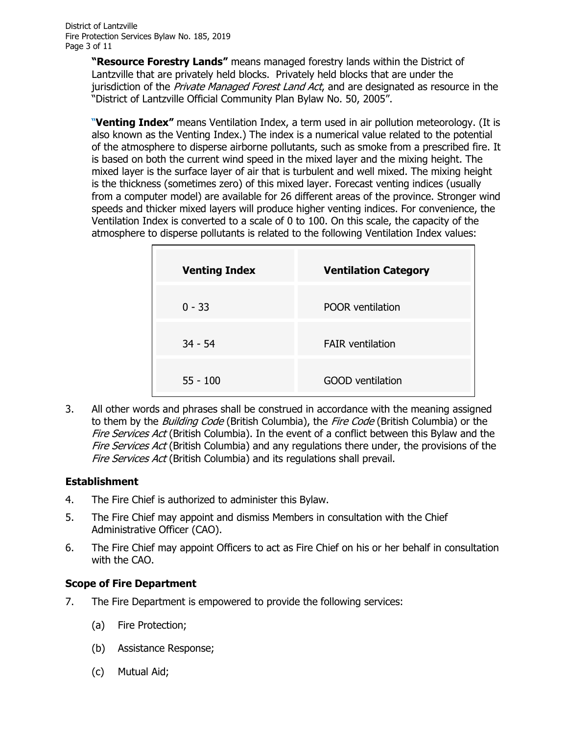**"Resource Forestry Lands"** means managed forestry lands within the District of Lantzville that are privately held blocks. Privately held blocks that are under the jurisdiction of the *Private Managed Forest Land Act*, and are designated as resource in the "District of Lantzville Official Community Plan Bylaw No. 50, 2005".

"**Venting Index"** means Ventilation Index, a term used in air pollution meteorology. (It is also known as the Venting Index.) The index is a numerical value related to the potential of the atmosphere to disperse airborne pollutants, such as smoke from a prescribed fire. It is based on both the current wind speed in the mixed layer and the mixing height. The mixed layer is the surface layer of air that is turbulent and well mixed. The mixing height is the thickness (sometimes zero) of this mixed layer. Forecast venting indices (usually from a computer model) are available for 26 different areas of the province. Stronger wind speeds and thicker mixed layers will produce higher venting indices. For convenience, the Ventilation Index is converted to a scale of 0 to 100. On this scale, the capacity of the atmosphere to disperse pollutants is related to the following Ventilation Index values:

| Venting Index | Ventilation Category |
|---|---|
| 0 - 33 | POOR ventilation |
| 34 - 54 | FAIR ventilation |
| 55 - 100 | GOOD ventilation |

3. All other words and phrases shall be construed in accordance with the meaning assigned to them by the *Building Code* (British Columbia), the *Fire Code* (British Columbia) or the *Fire Services Act* (British Columbia). In the event of a conflict between this Bylaw and the *Fire Services Act* (British Columbia) and any regulations there under, the provisions of the *Fire Services Act* (British Columbia) and its regulations shall prevail.

## Establishment

4. The Fire Chief is authorized to administer this Bylaw.
5. The Fire Chief may appoint and dismiss Members in consultation with the Chief Administrative Officer (CAO).
6. The Fire Chief may appoint Officers to act as Fire Chief on his or her behalf in consultation with the CAO.

## Scope of Fire Department

7. The Fire Department is empowered to provide the following services:

   (a) Fire Protection;

   (b) Assistance Response;

   (c) Mutual Aid;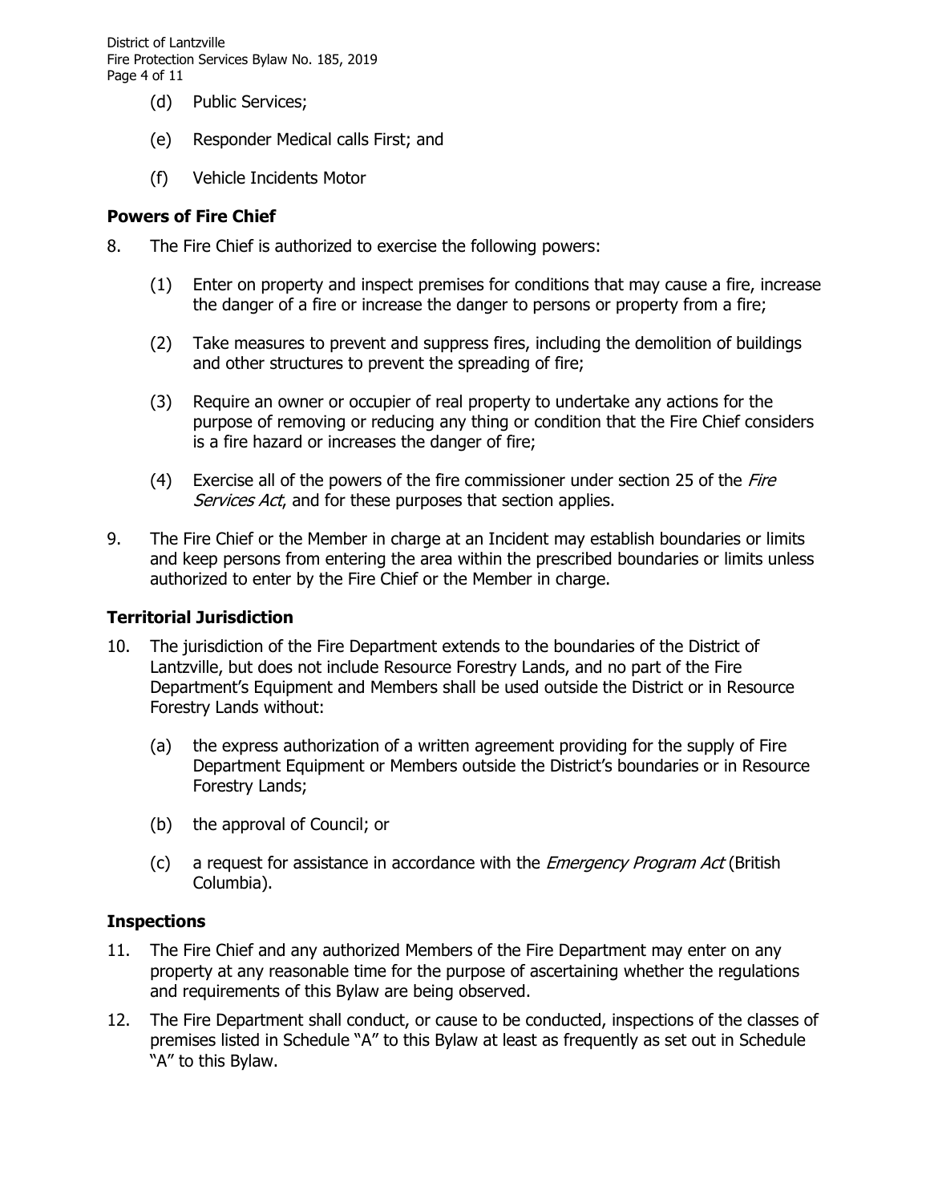(d) Public Services;

(e) Responder Medical calls First; and

(f) Vehicle Incidents Motor

**Powers of Fire Chief**

8. The Fire Chief is authorized to exercise the following powers:

   (1) Enter on property and inspect premises for conditions that may cause a fire, increase the danger of a fire or increase the danger to persons or property from a fire;

   (2) Take measures to prevent and suppress fires, including the demolition of buildings and other structures to prevent the spreading of fire;

   (3) Require an owner or occupier of real property to undertake any actions for the purpose of removing or reducing any thing or condition that the Fire Chief considers is a fire hazard or increases the danger of fire;

   (4) Exercise all of the powers of the fire commissioner under section 25 of the *Fire Services Act*, and for these purposes that section applies.

9. The Fire Chief or the Member in charge at an Incident may establish boundaries or limits and keep persons from entering the area within the prescribed boundaries or limits unless authorized to enter by the Fire Chief or the Member in charge.

**Territorial Jurisdiction**

10. The jurisdiction of the Fire Department extends to the boundaries of the District of Lantzville, but does not include Resource Forestry Lands, and no part of the Fire Department's Equipment and Members shall be used outside the District or in Resource Forestry Lands without:

    (a) the express authorization of a written agreement providing for the supply of Fire Department Equipment or Members outside the District's boundaries or in Resource Forestry Lands;

    (b) the approval of Council; or

    (c) a request for assistance in accordance with the *Emergency Program Act* (British Columbia).

**Inspections**

11. The Fire Chief and any authorized Members of the Fire Department may enter on any property at any reasonable time for the purpose of ascertaining whether the regulations and requirements of this Bylaw are being observed.

12. The Fire Department shall conduct, or cause to be conducted, inspections of the classes of premises listed in Schedule "A" to this Bylaw at least as frequently as set out in Schedule "A" to this Bylaw.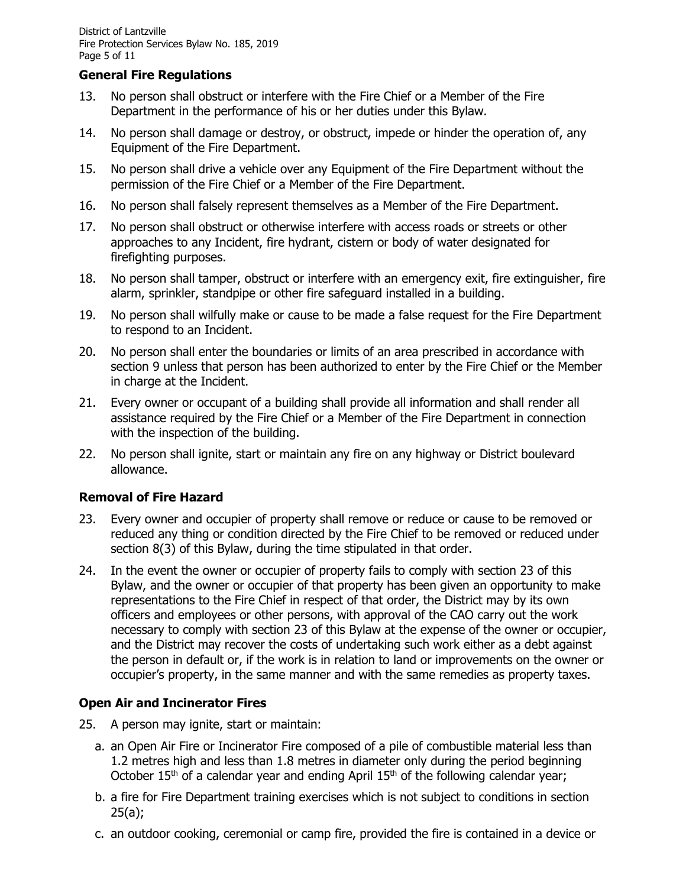## General Fire Regulations

13. No person shall obstruct or interfere with the Fire Chief or a Member of the Fire Department in the performance of his or her duties under this Bylaw.
14. No person shall damage or destroy, or obstruct, impede or hinder the operation of, any Equipment of the Fire Department.
15. No person shall drive a vehicle over any Equipment of the Fire Department without the permission of the Fire Chief or a Member of the Fire Department.
16. No person shall falsely represent themselves as a Member of the Fire Department.
17. No person shall obstruct or otherwise interfere with access roads or streets or other approaches to any Incident, fire hydrant, cistern or body of water designated for firefighting purposes.
18. No person shall tamper, obstruct or interfere with an emergency exit, fire extinguisher, fire alarm, sprinkler, standpipe or other fire safeguard installed in a building.
19. No person shall wilfully make or cause to be made a false request for the Fire Department to respond to an Incident.
20. No person shall enter the boundaries or limits of an area prescribed in accordance with section 9 unless that person has been authorized to enter by the Fire Chief or the Member in charge at the Incident.
21. Every owner or occupant of a building shall provide all information and shall render all assistance required by the Fire Chief or a Member of the Fire Department in connection with the inspection of the building.
22. No person shall ignite, start or maintain any fire on any highway or District boulevard allowance.

## Removal of Fire Hazard

23. Every owner and occupier of property shall remove or reduce or cause to be removed or reduced any thing or condition directed by the Fire Chief to be removed or reduced under section 8(3) of this Bylaw, during the time stipulated in that order.
24. In the event the owner or occupier of property fails to comply with section 23 of this Bylaw, and the owner or occupier of that property has been given an opportunity to make representations to the Fire Chief in respect of that order, the District may by its own officers and employees or other persons, with approval of the CAO carry out the work necessary to comply with section 23 of this Bylaw at the expense of the owner or occupier, and the District may recover the costs of undertaking such work either as a debt against the person in default or, if the work is in relation to land or improvements on the owner or occupier's property, in the same manner and with the same remedies as property taxes.

## Open Air and Incinerator Fires

25. A person may ignite, start or maintain:
    a. an Open Air Fire or Incinerator Fire composed of a pile of combustible material less than 1.2 metres high and less than 1.8 metres in diameter only during the period beginning October 15th of a calendar year and ending April 15th of the following calendar year;
    b. a fire for Fire Department training exercises which is not subject to conditions in section 25(a);
    c. an outdoor cooking, ceremonial or camp fire, provided the fire is contained in a device or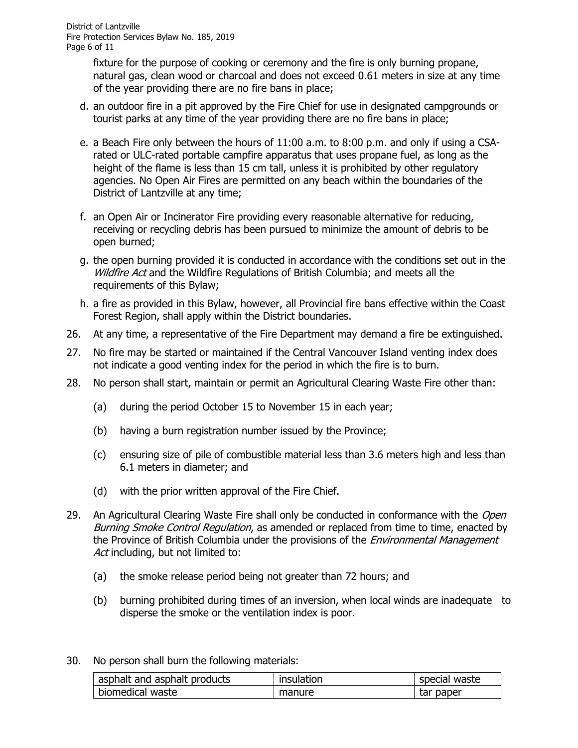fixture for the purpose of cooking or ceremony and the fire is only burning propane, natural gas, clean wood or charcoal and does not exceed 0.61 meters in size at any time of the year providing there are no fire bans in place;

d. an outdoor fire in a pit approved by the Fire Chief for use in designated campgrounds or tourist parks at any time of the year providing there are no fire bans in place;

e. a Beach Fire only between the hours of 11:00 a.m. to 8:00 p.m. and only if using a CSA-rated or ULC-rated portable campfire apparatus that uses propane fuel, as long as the height of the flame is less than 15 cm tall, unless it is prohibited by other regulatory agencies. No Open Air Fires are permitted on any beach within the boundaries of the District of Lantzville at any time;

f. an Open Air or Incinerator Fire providing every reasonable alternative for reducing, receiving or recycling debris has been pursued to minimize the amount of debris to be open burned;

g. the open burning provided it is conducted in accordance with the conditions set out in the *Wildfire Act* and the Wildfire Regulations of British Columbia; and meets all the requirements of this Bylaw;

h. a fire as provided in this Bylaw, however, all Provincial fire bans effective within the Coast Forest Region, shall apply within the District boundaries.

26. At any time, a representative of the Fire Department may demand a fire be extinguished.

27. No fire may be started or maintained if the Central Vancouver Island venting index does not indicate a good venting index for the period in which the fire is to burn.

28. No person shall start, maintain or permit an Agricultural Clearing Waste Fire other than:

    (a) during the period October 15 to November 15 in each year;

    (b) having a burn registration number issued by the Province;

    (c) ensuring size of pile of combustible material less than 3.6 meters high and less than 6.1 meters in diameter; and

    (d) with the prior written approval of the Fire Chief.

29. An Agricultural Clearing Waste Fire shall only be conducted in conformance with the *Open Burning Smoke Control Regulation*, as amended or replaced from time to time, enacted by the Province of British Columbia under the provisions of the *Environmental Management Act* including, but not limited to:

    (a) the smoke release period being not greater than 72 hours; and

    (b) burning prohibited during times of an inversion, when local winds are inadequate to disperse the smoke or the ventilation index is poor.

30. No person shall burn the following materials:

| asphalt and asphalt products | insulation | special waste |
|---|---|---|
| biomedical waste | manure | tar paper |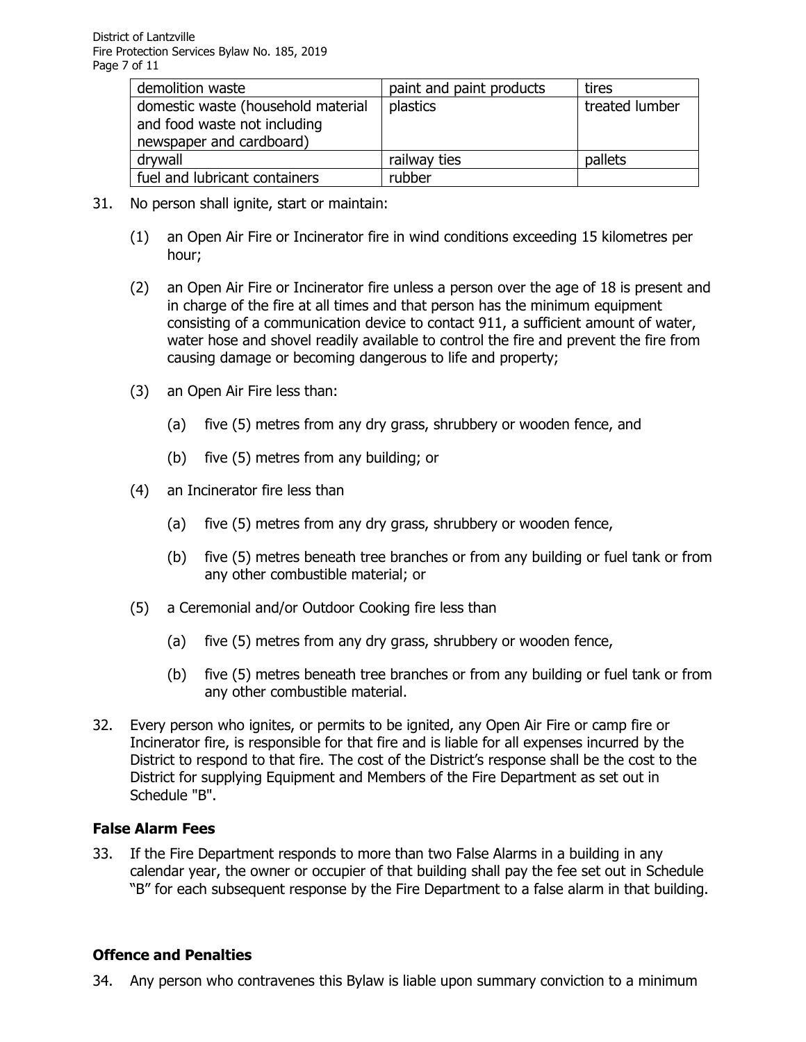| demolition waste | paint and paint products | tires |
|---|---|---|
| domestic waste (household material and food waste not including newspaper and cardboard) | plastics | treated lumber |
| drywall | railway ties | pallets |
| fuel and lubricant containers | rubber | |

31. No person shall ignite, start or maintain:

    (1) an Open Air Fire or Incinerator fire in wind conditions exceeding 15 kilometres per hour;

    (2) an Open Air Fire or Incinerator fire unless a person over the age of 18 is present and in charge of the fire at all times and that person has the minimum equipment consisting of a communication device to contact 911, a sufficient amount of water, water hose and shovel readily available to control the fire and prevent the fire from causing damage or becoming dangerous to life and property;

    (3) an Open Air Fire less than:

        (a) five (5) metres from any dry grass, shrubbery or wooden fence, and

        (b) five (5) metres from any building; or

    (4) an Incinerator fire less than

        (a) five (5) metres from any dry grass, shrubbery or wooden fence,

        (b) five (5) metres beneath tree branches or from any building or fuel tank or from any other combustible material; or

    (5) a Ceremonial and/or Outdoor Cooking fire less than

        (a) five (5) metres from any dry grass, shrubbery or wooden fence,

        (b) five (5) metres beneath tree branches or from any building or fuel tank or from any other combustible material.

32. Every person who ignites, or permits to be ignited, any Open Air Fire or camp fire or Incinerator fire, is responsible for that fire and is liable for all expenses incurred by the District to respond to that fire. The cost of the District's response shall be the cost to the District for supplying Equipment and Members of the Fire Department as set out in Schedule "B".

### False Alarm Fees

33. If the Fire Department responds to more than two False Alarms in a building in any calendar year, the owner or occupier of that building shall pay the fee set out in Schedule "B" for each subsequent response by the Fire Department to a false alarm in that building.

### Offence and Penalties

34. Any person who contravenes this Bylaw is liable upon summary conviction to a minimum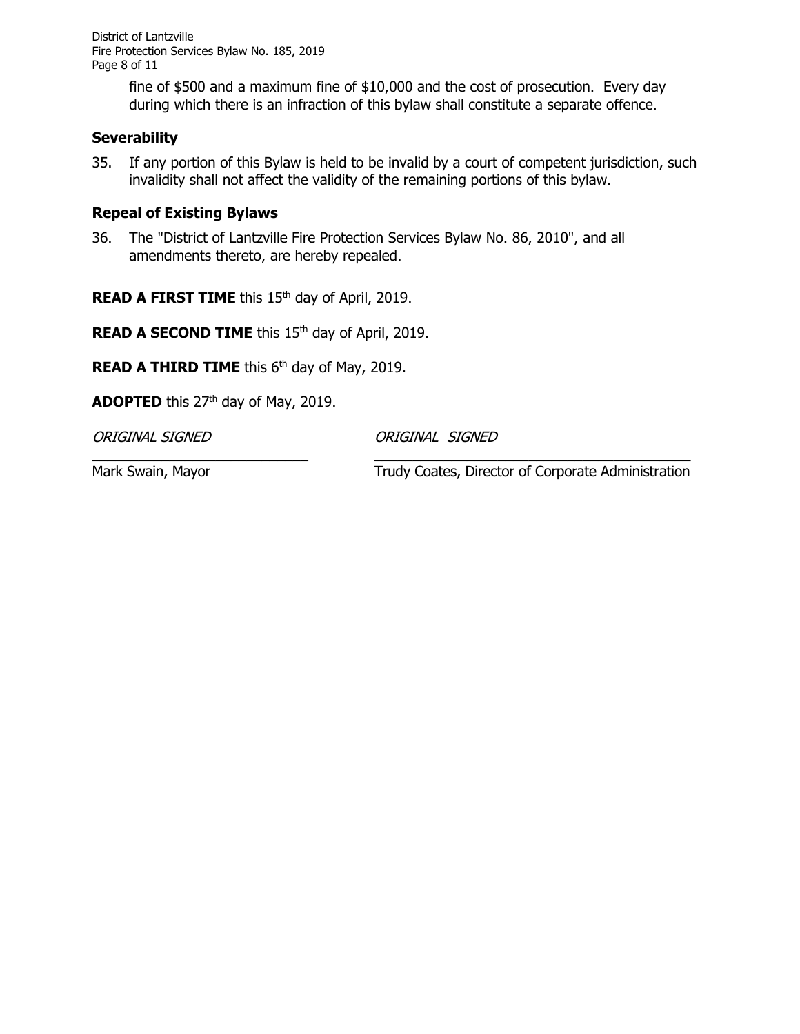fine of $500 and a maximum fine of $10,000 and the cost of prosecution. Every day during which there is an infraction of this bylaw shall constitute a separate offence.

### Severability

35. If any portion of this Bylaw is held to be invalid by a court of competent jurisdiction, such invalidity shall not affect the validity of the remaining portions of this bylaw.

### Repeal of Existing Bylaws

36. The "District of Lantzville Fire Protection Services Bylaw No. 86, 2010", and all amendments thereto, are hereby repealed.

**READ A FIRST TIME** this 15th day of April, 2019.

**READ A SECOND TIME** this 15th day of April, 2019.

**READ A THIRD TIME** this 6th day of May, 2019.

**ADOPTED** this 27th day of May, 2019.

| *ORIGINAL SIGNED* | *ORIGINAL SIGNED* |
|---|---|
| Mark Swain, Mayor | Trudy Coates, Director of Corporate Administration |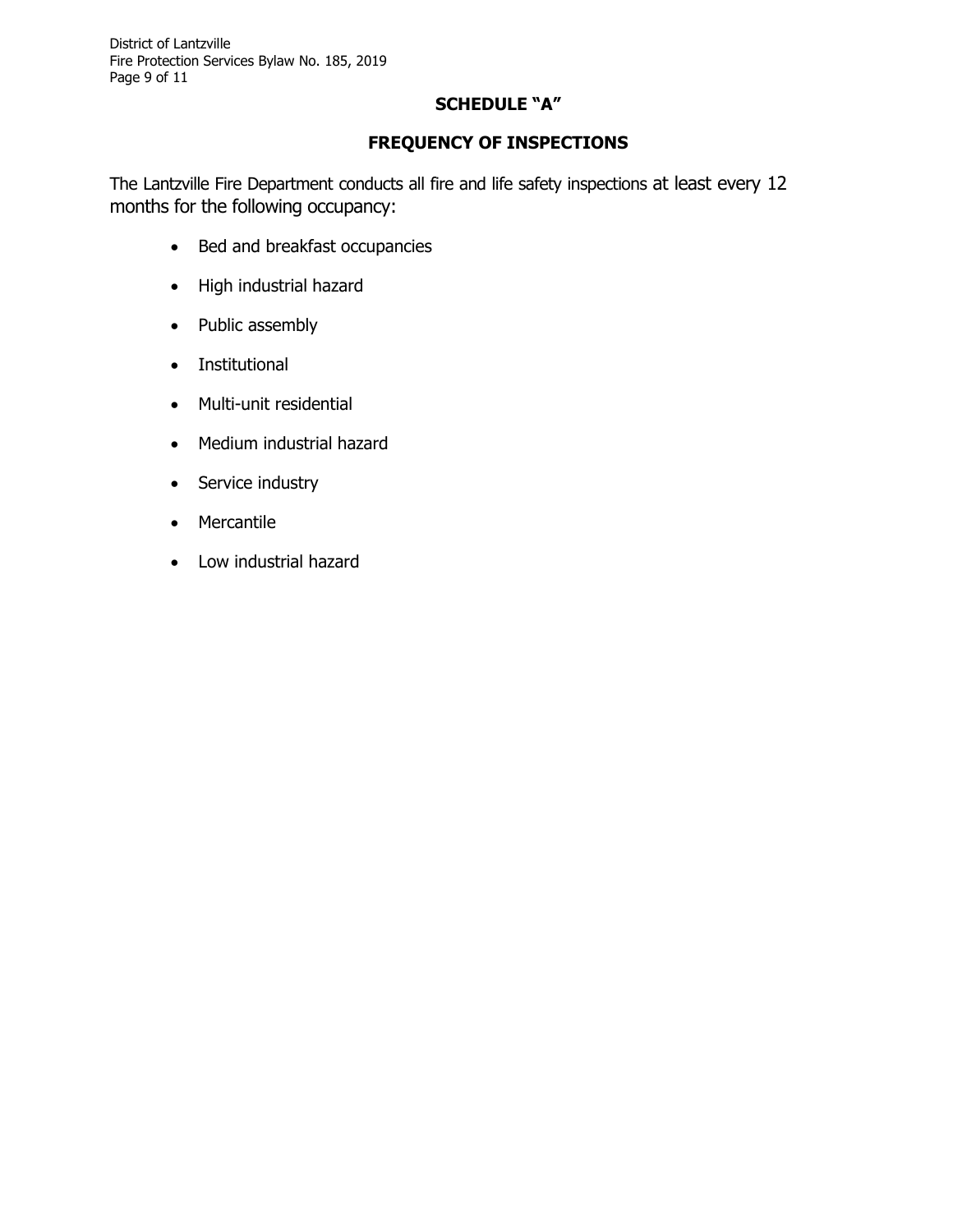## SCHEDULE "A"

## FREQUENCY OF INSPECTIONS

The Lantzville Fire Department conducts all fire and life safety inspections at least every 12 months for the following occupancy:

- Bed and breakfast occupancies
- High industrial hazard
- Public assembly
- Institutional
- Multi-unit residential
- Medium industrial hazard
- Service industry
- Mercantile
- Low industrial hazard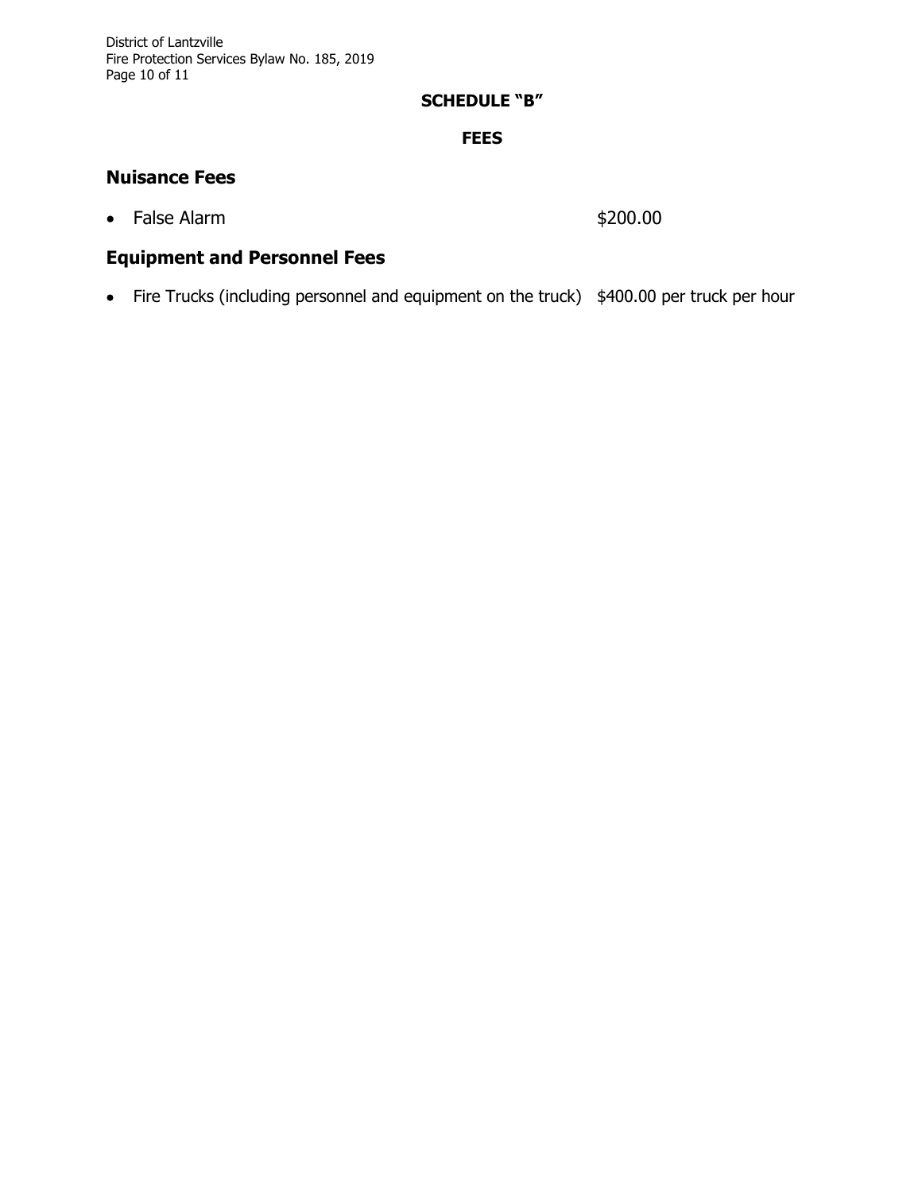**SCHEDULE "B"**

**FEES**

## Nuisance Fees

- False Alarm $200.00

## Equipment and Personnel Fees

- Fire Trucks (including personnel and equipment on the truck) $400.00 per truck per hour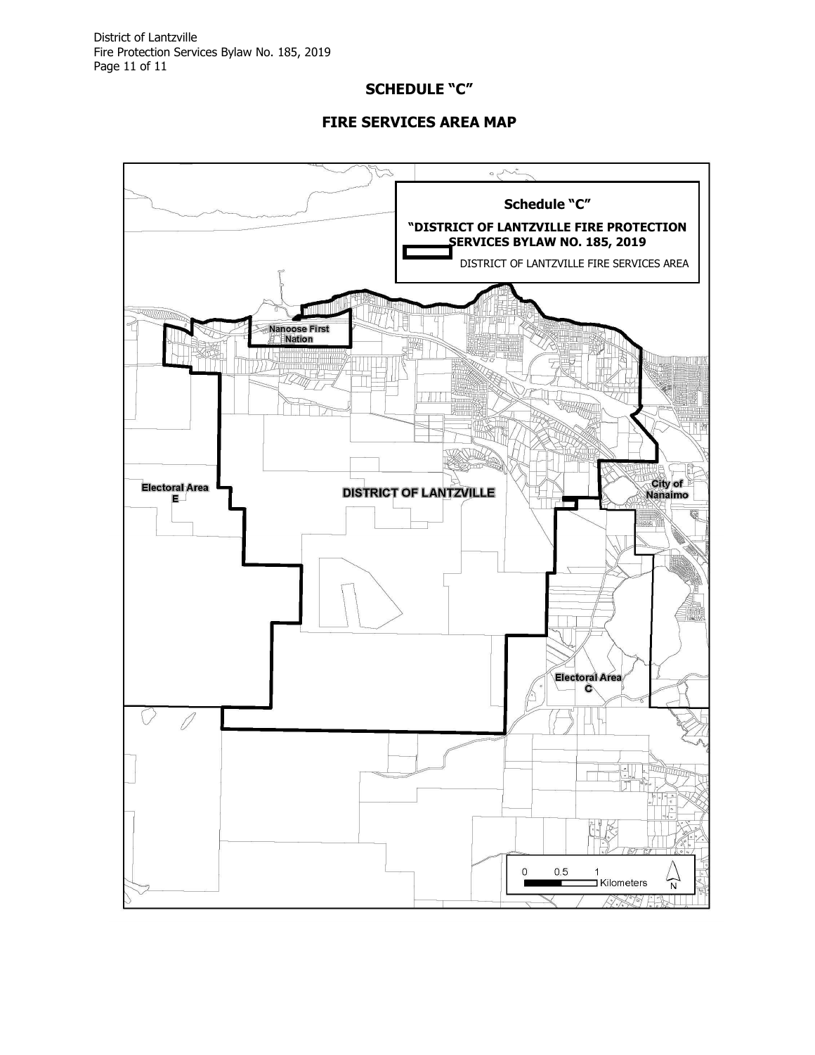## SCHEDULE "C"

## FIRE SERVICES AREA MAP

Schedule "C"

"DISTRICT OF LANTZVILLE FIRE PROTECTION SERVICES BYLAW NO. 185, 2019

DISTRICT OF LANTZVILLE FIRE SERVICES AREA

Nanoose First Nation

Electoral Area E

DISTRICT OF LANTZVILLE

City of Nanaimo

Electoral Area C

0 0.5 1 Kilometers

N